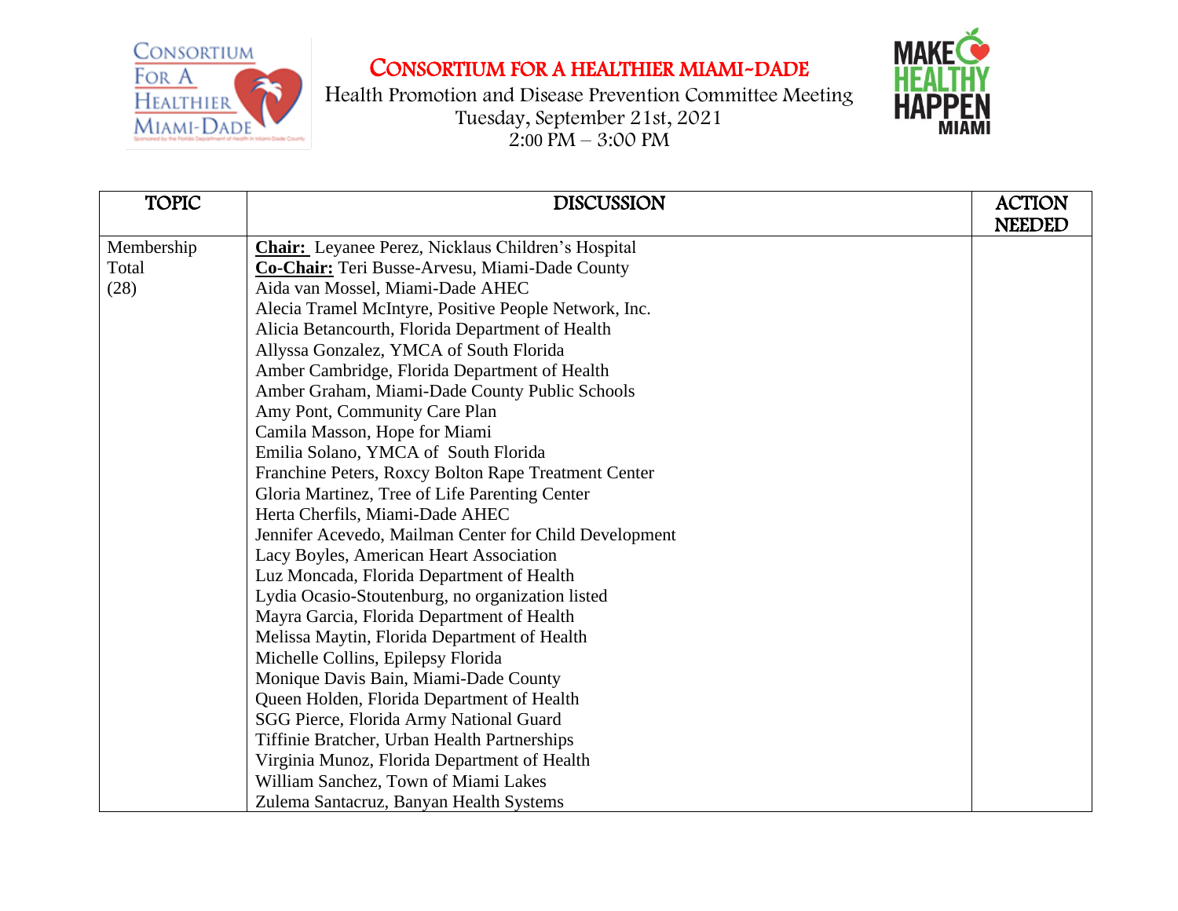# CONSORTIUM FOR A HEALTHIER MIAMI-DADE

Health Promotion and Disease Prevention Committee Meeting
Tuesday, September 21st, 2021
2:00 PM – 3:00 PM

| TOPIC | DISCUSSION | ACTION NEEDED |
|---|---|---|
| Membership Total (28) | **Chair:** Leyanee Perez, Nicklaus Children's Hospital<br>**Co-Chair:** Teri Busse-Arvesu, Miami-Dade County<br>Aida van Mossel, Miami-Dade AHEC<br>Alecia Tramel McIntyre, Positive People Network, Inc.<br>Alicia Betancourth, Florida Department of Health<br>Allyssa Gonzalez, YMCA of South Florida<br>Amber Cambridge, Florida Department of Health<br>Amber Graham, Miami-Dade County Public Schools<br>Amy Pont, Community Care Plan<br>Camila Masson, Hope for Miami<br>Emilia Solano, YMCA of South Florida<br>Franchine Peters, Roxcy Bolton Rape Treatment Center<br>Gloria Martinez, Tree of Life Parenting Center<br>Herta Cherfils, Miami-Dade AHEC<br>Jennifer Acevedo, Mailman Center for Child Development<br>Lacy Boyles, American Heart Association<br>Luz Moncada, Florida Department of Health<br>Lydia Ocasio-Stoutenburg, no organization listed<br>Mayra Garcia, Florida Department of Health<br>Melissa Maytin, Florida Department of Health<br>Michelle Collins, Epilepsy Florida<br>Monique Davis Bain, Miami-Dade County<br>Queen Holden, Florida Department of Health<br>SGG Pierce, Florida Army National Guard<br>Tiffinie Bratcher, Urban Health Partnerships<br>Virginia Munoz, Florida Department of Health<br>William Sanchez, Town of Miami Lakes<br>Zulema Santacruz, Banyan Health Systems | |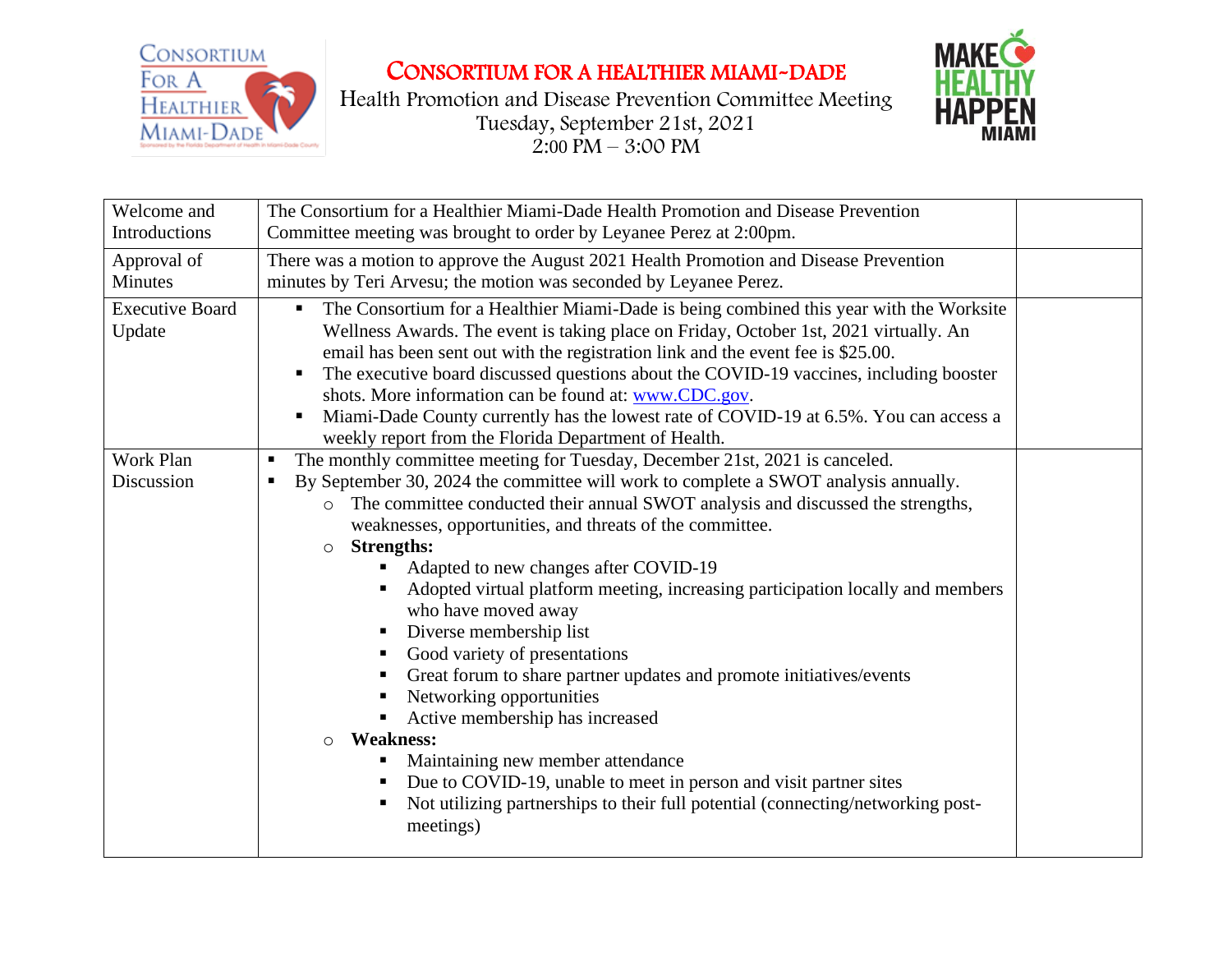# CONSORTIUM FOR A HEALTHIER MIAMI-DADE

Health Promotion and Disease Prevention Committee Meeting
Tuesday, September 21st, 2021
2:00 PM – 3:00 PM

| | | |
|---|---|---|
| Welcome and Introductions | The Consortium for a Healthier Miami-Dade Health Promotion and Disease Prevention Committee meeting was brought to order by Leyanee Perez at 2:00pm. | |
| Approval of Minutes | There was a motion to approve the August 2021 Health Promotion and Disease Prevention minutes by Teri Arvesu; the motion was seconded by Leyanee Perez. | |
| Executive Board Update | ▪ The Consortium for a Healthier Miami-Dade is being combined this year with the Worksite Wellness Awards. The event is taking place on Friday, October 1st, 2021 virtually. An email has been sent out with the registration link and the event fee is $25.00.<br>▪ The executive board discussed questions about the COVID-19 vaccines, including booster shots. More information can be found at: www.CDC.gov.<br>▪ Miami-Dade County currently has the lowest rate of COVID-19 at 6.5%. You can access a weekly report from the Florida Department of Health. | |
| Work Plan Discussion | ▪ The monthly committee meeting for Tuesday, December 21st, 2021 is canceled.<br>▪ By September 30, 2024 the committee will work to complete a SWOT analysis annually.<br>&nbsp;&nbsp;○ The committee conducted their annual SWOT analysis and discussed the strengths, weaknesses, opportunities, and threats of the committee.<br>&nbsp;&nbsp;○ **Strengths:**<br>&nbsp;&nbsp;&nbsp;&nbsp;▪ Adapted to new changes after COVID-19<br>&nbsp;&nbsp;&nbsp;&nbsp;▪ Adopted virtual platform meeting, increasing participation locally and members who have moved away<br>&nbsp;&nbsp;&nbsp;&nbsp;▪ Diverse membership list<br>&nbsp;&nbsp;&nbsp;&nbsp;▪ Good variety of presentations<br>&nbsp;&nbsp;&nbsp;&nbsp;▪ Great forum to share partner updates and promote initiatives/events<br>&nbsp;&nbsp;&nbsp;&nbsp;▪ Networking opportunities<br>&nbsp;&nbsp;&nbsp;&nbsp;▪ Active membership has increased<br>&nbsp;&nbsp;○ **Weakness:**<br>&nbsp;&nbsp;&nbsp;&nbsp;▪ Maintaining new member attendance<br>&nbsp;&nbsp;&nbsp;&nbsp;▪ Due to COVID-19, unable to meet in person and visit partner sites<br>&nbsp;&nbsp;&nbsp;&nbsp;▪ Not utilizing partnerships to their full potential (connecting/networking post-meetings) | |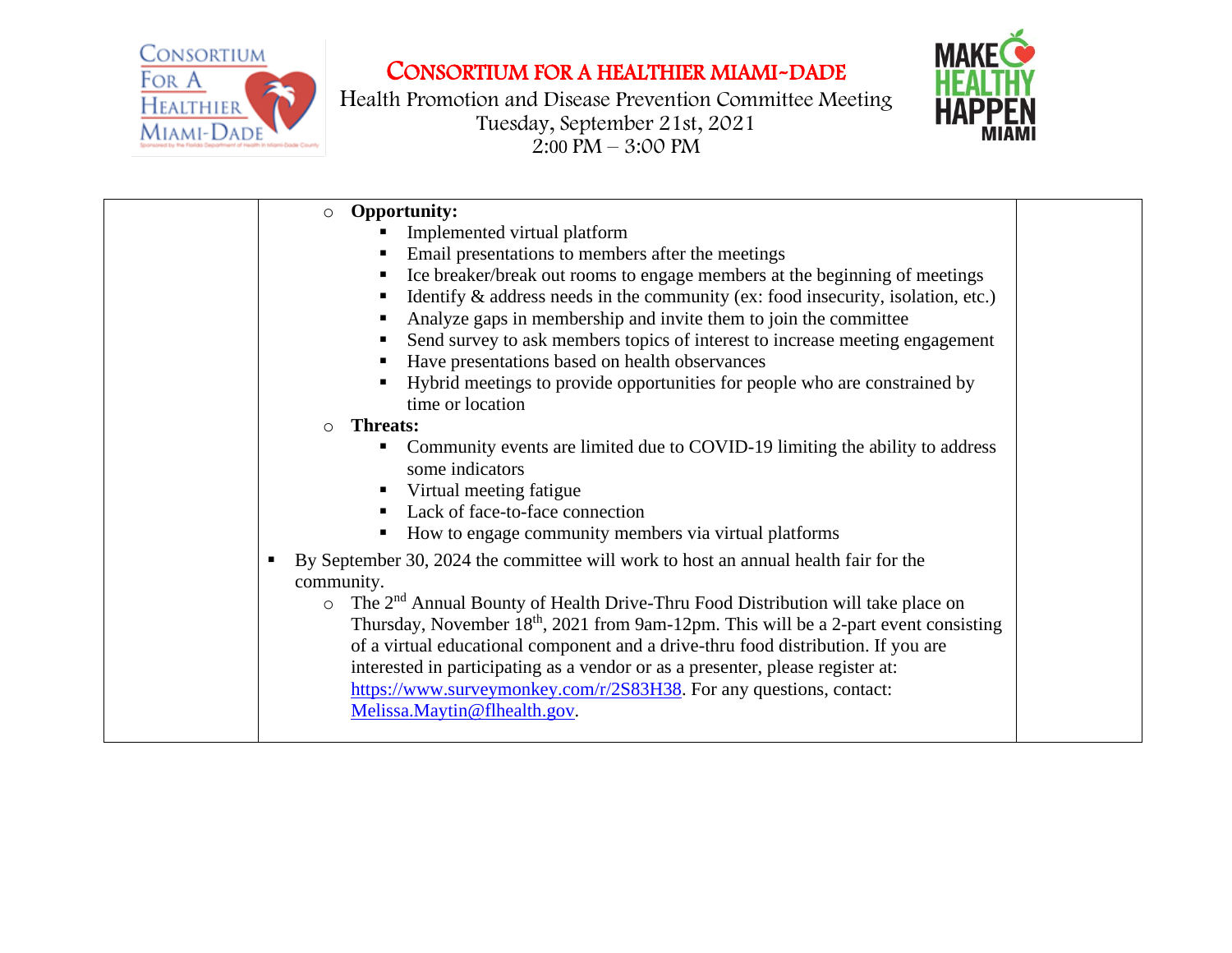# CONSORTIUM FOR A HEALTHIER MIAMI-DADE

Health Promotion and Disease Prevention Committee Meeting
Tuesday, September 21st, 2021
2:00 PM – 3:00 PM

| | | |
|---|---|---|
| | <ul><li>**Opportunity:**<ul><li>Implemented virtual platform</li><li>Email presentations to members after the meetings</li><li>Ice breaker/break out rooms to engage members at the beginning of meetings</li><li>Identify & address needs in the community (ex: food insecurity, isolation, etc.)</li><li>Analyze gaps in membership and invite them to join the committee</li><li>Send survey to ask members topics of interest to increase meeting engagement</li><li>Have presentations based on health observances</li><li>Hybrid meetings to provide opportunities for people who are constrained by time or location</li></ul></li><li>**Threats:**<ul><li>Community events are limited due to COVID-19 limiting the ability to address some indicators</li><li>Virtual meeting fatigue</li><li>Lack of face-to-face connection</li><li>How to engage community members via virtual platforms</li></ul></li></ul><ul><li>By September 30, 2024 the committee will work to host an annual health fair for the community.<ul><li>The 2nd Annual Bounty of Health Drive-Thru Food Distribution will take place on Thursday, November 18th, 2021 from 9am-12pm. This will be a 2-part event consisting of a virtual educational component and a drive-thru food distribution. If you are interested in participating as a vendor or as a presenter, please register at: https://www.surveymonkey.com/r/2S83H38. For any questions, contact: Melissa.Maytin@flhealth.gov.</li></ul></li></ul> | |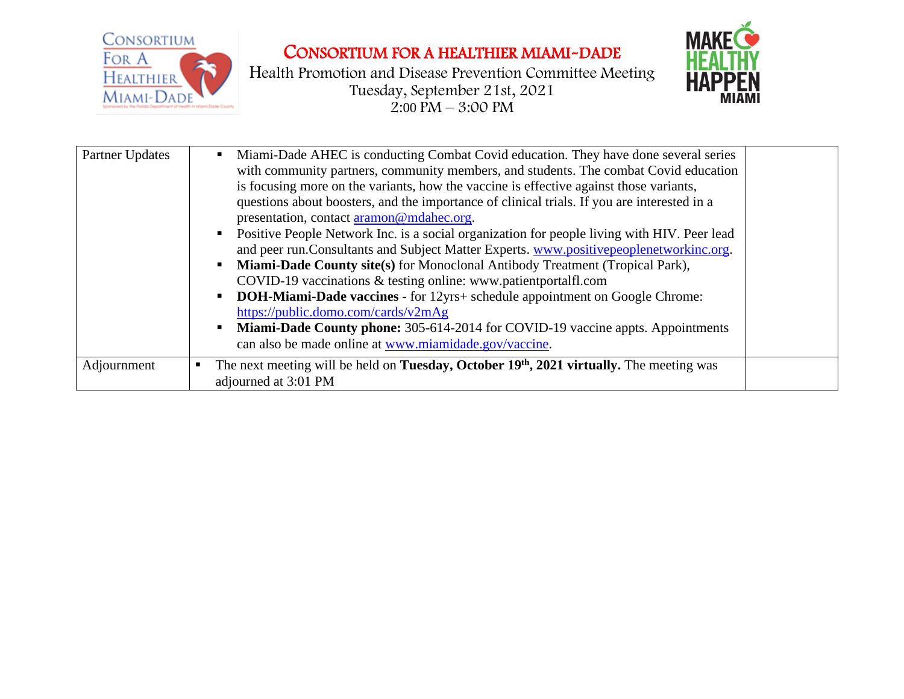# CONSORTIUM FOR A HEALTHIER MIAMI-DADE

Health Promotion and Disease Prevention Committee Meeting
Tuesday, September 21st, 2021
2:00 PM – 3:00 PM

| | | |
|---|---|---|
| Partner Updates | ▪ Miami-Dade AHEC is conducting Combat Covid education. They have done several series with community partners, community members, and students. The combat Covid education is focusing more on the variants, how the vaccine is effective against those variants, questions about boosters, and the importance of clinical trials. If you are interested in a presentation, contact aramon@mdahec.org.<br>▪ Positive People Network Inc. is a social organization for people living with HIV. Peer lead and peer run.Consultants and Subject Matter Experts. www.positivepeoplenetworkinc.org.<br>▪ **Miami-Dade County site(s)** for Monoclonal Antibody Treatment (Tropical Park), COVID-19 vaccinations & testing online: www.patientportalfl.com<br>▪ **DOH-Miami-Dade vaccines** - for 12yrs+ schedule appointment on Google Chrome: https://public.domo.com/cards/v2mAg<br>▪ **Miami-Dade County phone:** 305-614-2014 for COVID-19 vaccine appts. Appointments can also be made online at www.miamidade.gov/vaccine. | |
| Adjournment | ▪ The next meeting will be held on **Tuesday, October 19th, 2021 virtually.** The meeting was adjourned at 3:01 PM | |